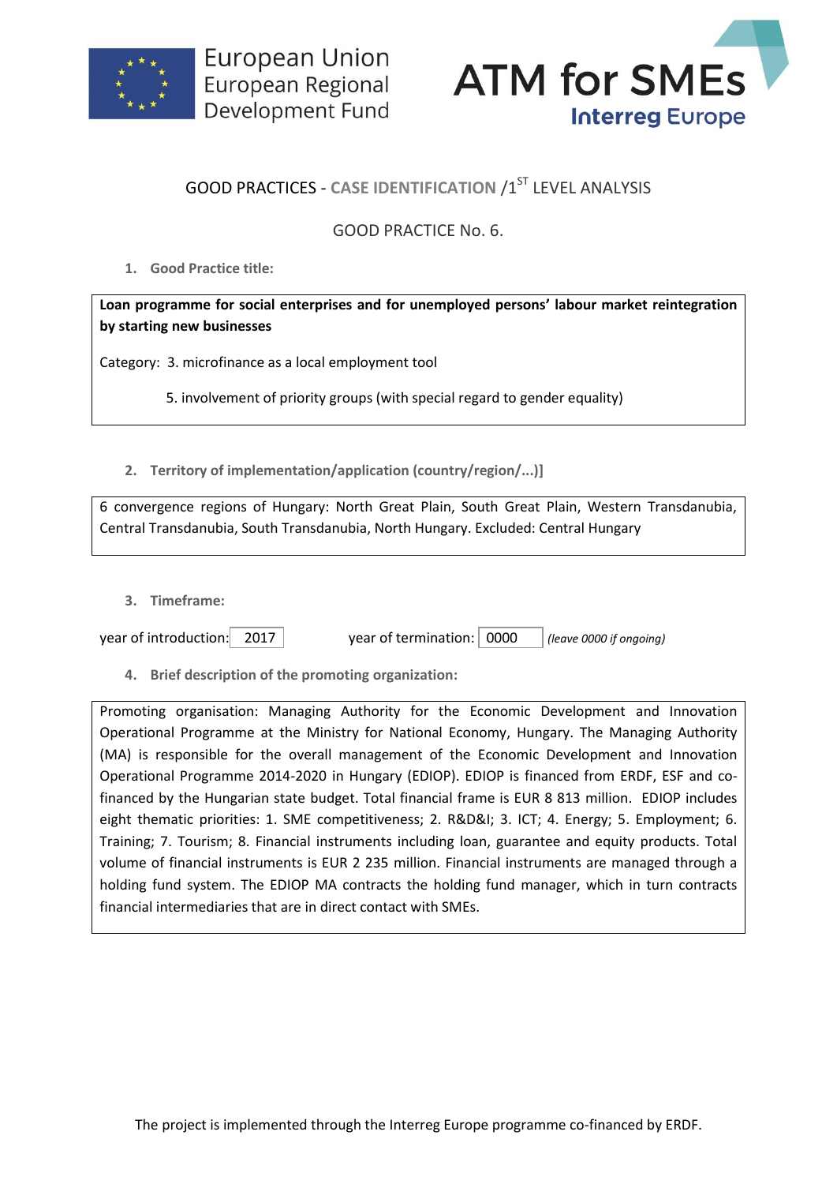European Union
European Regional
Development Fund

ATM for SMEs
Interreg Europe

GOOD PRACTICES - CASE IDENTIFICATION /1ST LEVEL ANALYSIS

GOOD PRACTICE No. 6.

**1. Good Practice title:**

**Loan programme for social enterprises and for unemployed persons' labour market reintegration by starting new businesses**

Category: 3. microfinance as a local employment tool

5. involvement of priority groups (with special regard to gender equality)

**2. Territory of implementation/application (country/region/...)]**

6 convergence regions of Hungary: North Great Plain, South Great Plain, Western Transdanubia, Central Transdanubia, South Transdanubia, North Hungary. Excluded: Central Hungary

**3. Timeframe:**

year of introduction: 2017 year of termination: 0000 *(leave 0000 if ongoing)*

**4. Brief description of the promoting organization:**

Promoting organisation: Managing Authority for the Economic Development and Innovation Operational Programme at the Ministry for National Economy, Hungary. The Managing Authority (MA) is responsible for the overall management of the Economic Development and Innovation Operational Programme 2014-2020 in Hungary (EDIOP). EDIOP is financed from ERDF, ESF and co-financed by the Hungarian state budget. Total financial frame is EUR 8 813 million. EDIOP includes eight thematic priorities: 1. SME competitiveness; 2. R&D&I; 3. ICT; 4. Energy; 5. Employment; 6. Training; 7. Tourism; 8. Financial instruments including loan, guarantee and equity products. Total volume of financial instruments is EUR 2 235 million. Financial instruments are managed through a holding fund system. The EDIOP MA contracts the holding fund manager, which in turn contracts financial intermediaries that are in direct contact with SMEs.

The project is implemented through the Interreg Europe programme co-financed by ERDF.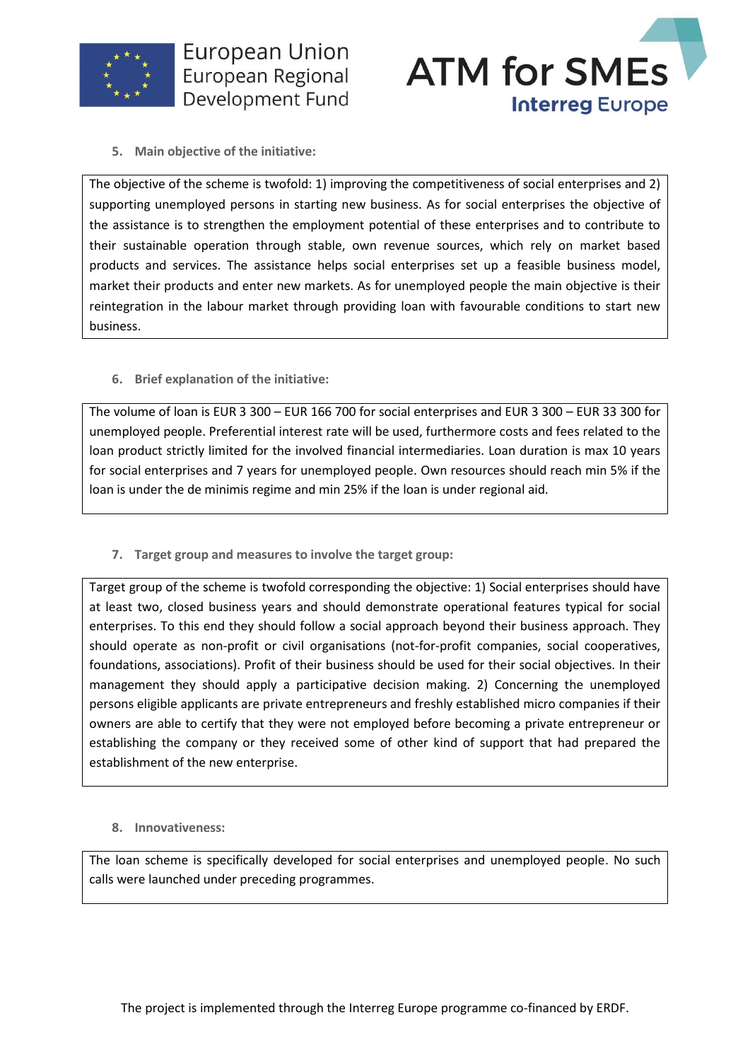5. **Main objective of the initiative:**

The objective of the scheme is twofold: 1) improving the competitiveness of social enterprises and 2) supporting unemployed persons in starting new business. As for social enterprises the objective of the assistance is to strengthen the employment potential of these enterprises and to contribute to their sustainable operation through stable, own revenue sources, which rely on market based products and services. The assistance helps social enterprises set up a feasible business model, market their products and enter new markets. As for unemployed people the main objective is their reintegration in the labour market through providing loan with favourable conditions to start new business.

6. **Brief explanation of the initiative:**

The volume of loan is EUR 3 300 – EUR 166 700 for social enterprises and EUR 3 300 – EUR 33 300 for unemployed people. Preferential interest rate will be used, furthermore costs and fees related to the loan product strictly limited for the involved financial intermediaries. Loan duration is max 10 years for social enterprises and 7 years for unemployed people. Own resources should reach min 5% if the loan is under the de minimis regime and min 25% if the loan is under regional aid.

7. **Target group and measures to involve the target group:**

Target group of the scheme is twofold corresponding the objective: 1) Social enterprises should have at least two, closed business years and should demonstrate operational features typical for social enterprises. To this end they should follow a social approach beyond their business approach. They should operate as non-profit or civil organisations (not-for-profit companies, social cooperatives, foundations, associations). Profit of their business should be used for their social objectives. In their management they should apply a participative decision making. 2) Concerning the unemployed persons eligible applicants are private entrepreneurs and freshly established micro companies if their owners are able to certify that they were not employed before becoming a private entrepreneur or establishing the company or they received some of other kind of support that had prepared the establishment of the new enterprise.

8. **Innovativeness:**

The loan scheme is specifically developed for social enterprises and unemployed people. No such calls were launched under preceding programmes.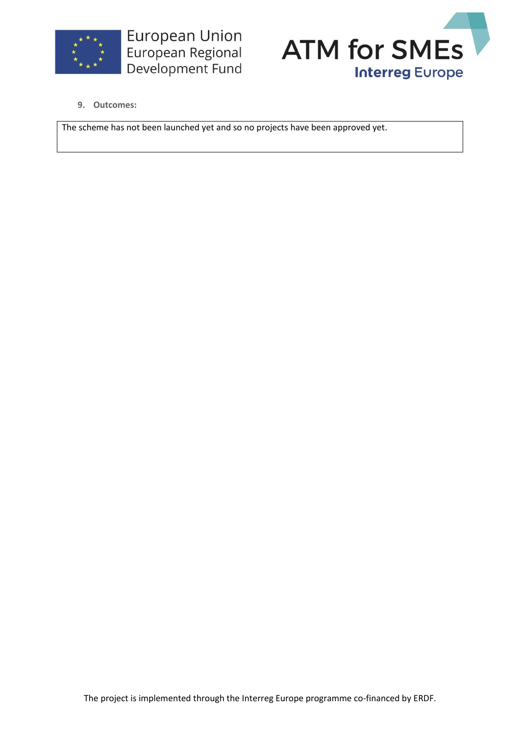9. **Outcomes:**

| |
|---|
| The scheme has not been launched yet and so no projects have been approved yet. |